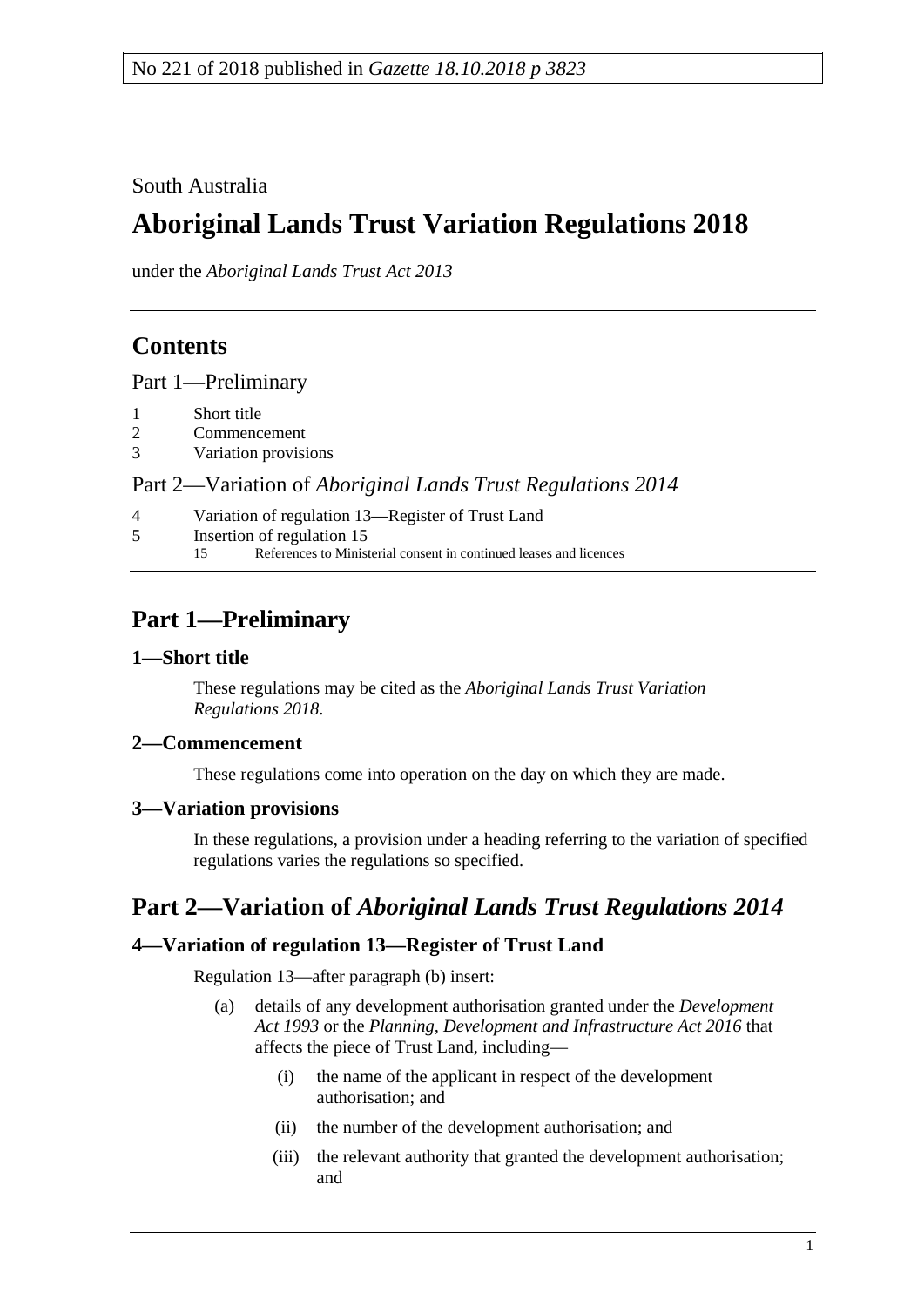No 221 of 2018 published in *Gazette 18.10.2018 p 3823*

South Australia

# Aboriginal Lands Trust Variation Regulations 2018

under the *Aboriginal Lands Trust Act 2013*

## Contents

Part 1—Preliminary

1 Short title
2 Commencement
3 Variation provisions

Part 2—Variation of *Aboriginal Lands Trust Regulations 2014*

4 Variation of regulation 13—Register of Trust Land
5 Insertion of regulation 15
 15 References to Ministerial consent in continued leases and licences

## Part 1—Preliminary

### 1—Short title

These regulations may be cited as the *Aboriginal Lands Trust Variation Regulations 2018*.

### 2—Commencement

These regulations come into operation on the day on which they are made.

### 3—Variation provisions

In these regulations, a provision under a heading referring to the variation of specified regulations varies the regulations so specified.

## Part 2—Variation of *Aboriginal Lands Trust Regulations 2014*

### 4—Variation of regulation 13—Register of Trust Land

Regulation 13—after paragraph (b) insert:

(a) details of any development authorisation granted under the *Development Act 1993* or the *Planning, Development and Infrastructure Act 2016* that affects the piece of Trust Land, including—

 (i) the name of the applicant in respect of the development authorisation; and

 (ii) the number of the development authorisation; and

 (iii) the relevant authority that granted the development authorisation; and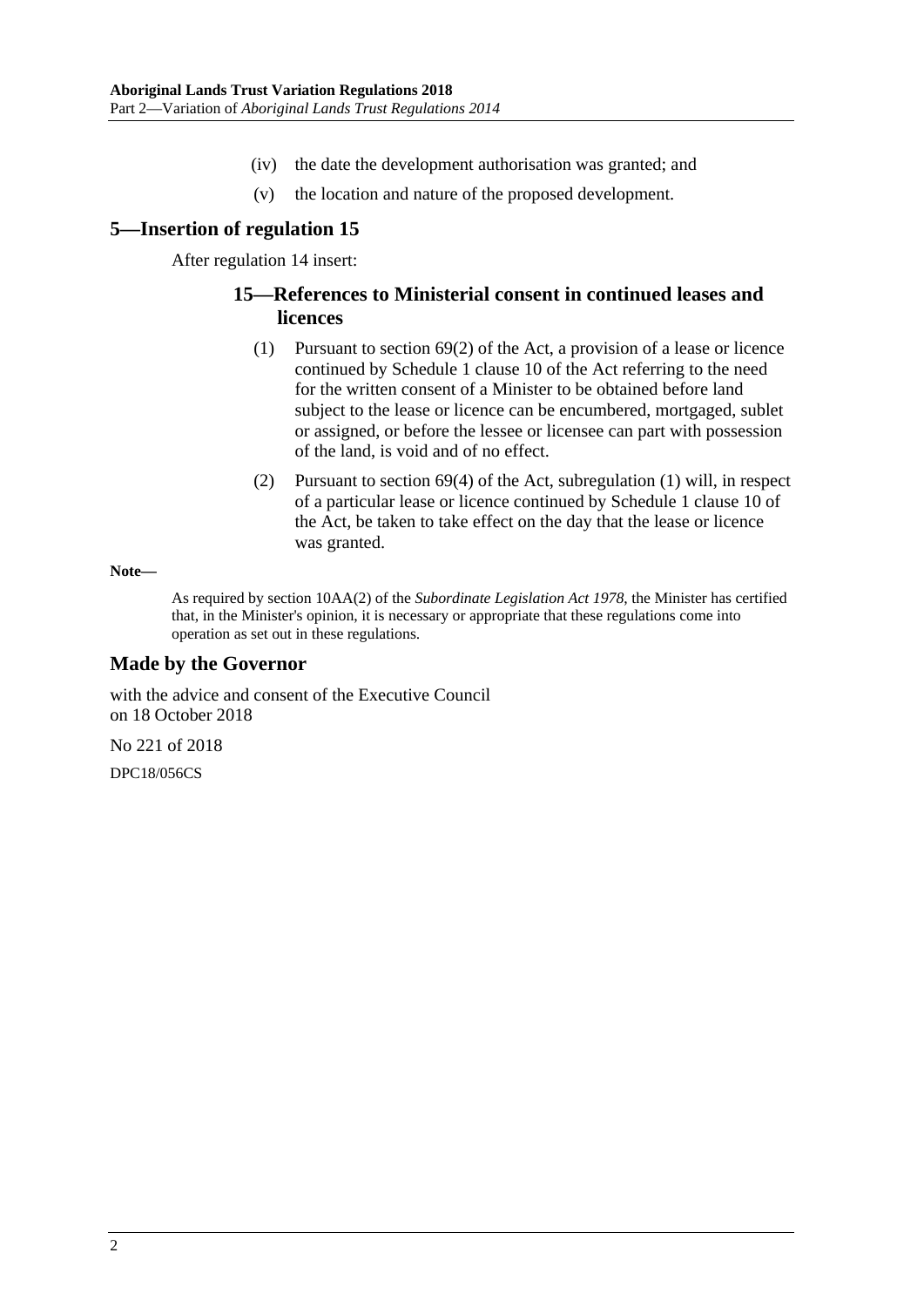(iv) the date the development authorisation was granted; and

(v) the location and nature of the proposed development.

## 5—Insertion of regulation 15

After regulation 14 insert:

### 15—References to Ministerial consent in continued leases and licences

(1) Pursuant to section 69(2) of the Act, a provision of a lease or licence continued by Schedule 1 clause 10 of the Act referring to the need for the written consent of a Minister to be obtained before land subject to the lease or licence can be encumbered, mortgaged, sublet or assigned, or before the lessee or licensee can part with possession of the land, is void and of no effect.

(2) Pursuant to section 69(4) of the Act, subregulation (1) will, in respect of a particular lease or licence continued by Schedule 1 clause 10 of the Act, be taken to take effect on the day that the lease or licence was granted.

**Note—**

As required by section 10AA(2) of the *Subordinate Legislation Act 1978*, the Minister has certified that, in the Minister's opinion, it is necessary or appropriate that these regulations come into operation as set out in these regulations.

## Made by the Governor

with the advice and consent of the Executive Council
on 18 October 2018

No 221 of 2018

DPC18/056CS